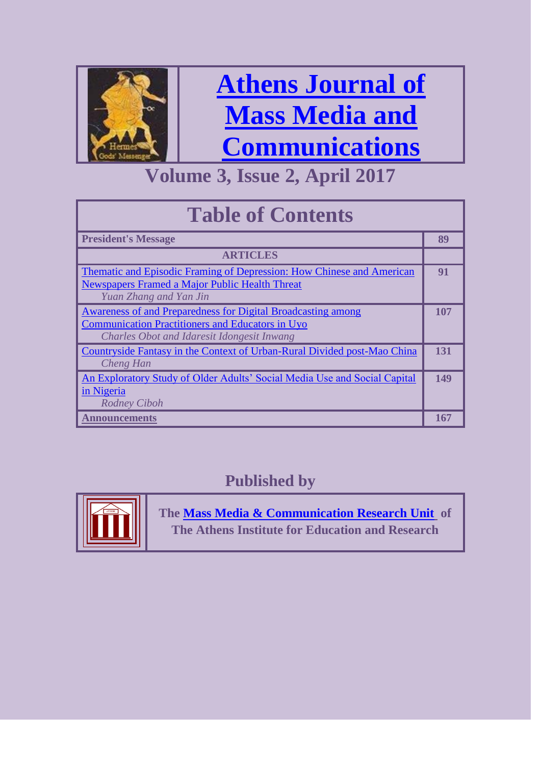# Athens Journal of Mass Media and Communications

## Volume 3, Issue 2, April 2017

## Table of Contents

| | |
|---|---|
| **President's Message** | **89** |
| **ARTICLES** | |
| Thematic and Episodic Framing of Depression: How Chinese and American Newspapers Framed a Major Public Health Threat<br>*Yuan Zhang and Yan Jin* | **91** |
| Awareness of and Preparedness for Digital Broadcasting among Communication Practitioners and Educators in Uyo<br>*Charles Obot and Idaresit Idongesit Inwang* | **107** |
| Countryside Fantasy in the Context of Urban-Rural Divided post-Mao China<br>*Cheng Han* | **131** |
| An Exploratory Study of Older Adults' Social Media Use and Social Capital in Nigeria<br>*Rodney Ciboh* | **149** |
| **Announcements** | **167** |

## Published by

**The Mass Media & Communication Research Unit of The Athens Institute for Education and Research**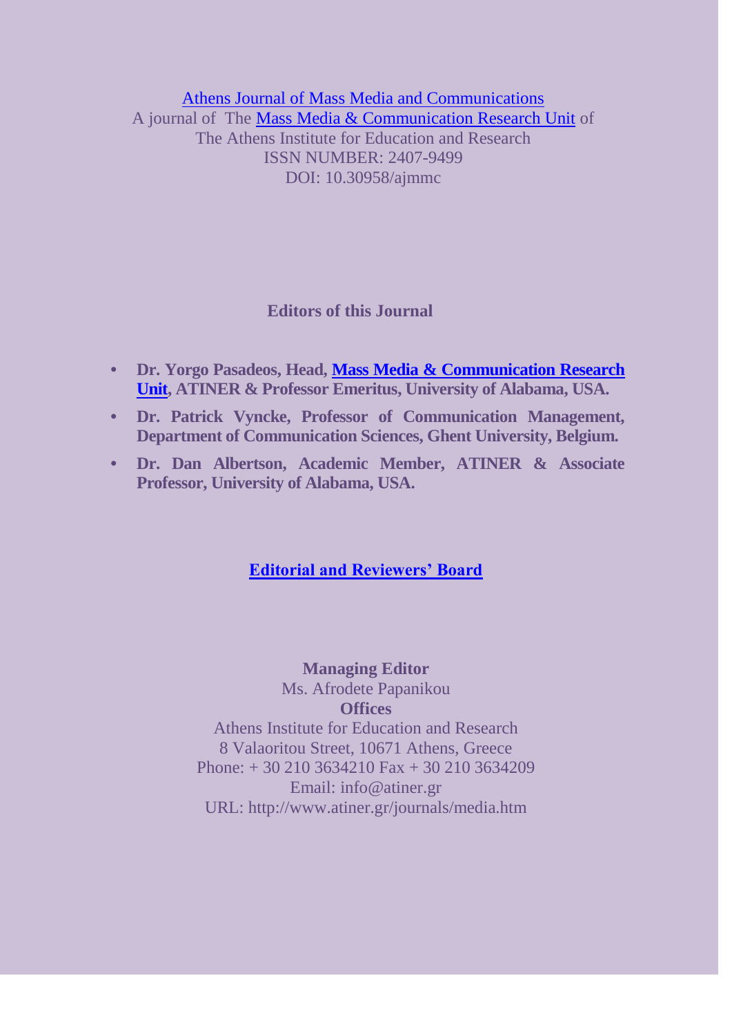Athens Journal of Mass Media and Communications
A journal of The Mass Media & Communication Research Unit of
The Athens Institute for Education and Research
ISSN NUMBER: 2407-9499
DOI: 10.30958/ajmmc

**Editors of this Journal**

- **Dr. Yorgo Pasadeos, Head, Mass Media & Communication Research Unit, ATINER & Professor Emeritus, University of Alabama, USA.**
- **Dr. Patrick Vyncke, Professor of Communication Management, Department of Communication Sciences, Ghent University, Belgium.**
- **Dr. Dan Albertson, Academic Member, ATINER & Associate Professor, University of Alabama, USA.**

**Editorial and Reviewers' Board**

**Managing Editor**
Ms. Afrodete Papanikou
**Offices**
Athens Institute for Education and Research
8 Valaoritou Street, 10671 Athens, Greece
Phone: + 30 210 3634210 Fax + 30 210 3634209
Email: info@atiner.gr
URL: http://www.atiner.gr/journals/media.htm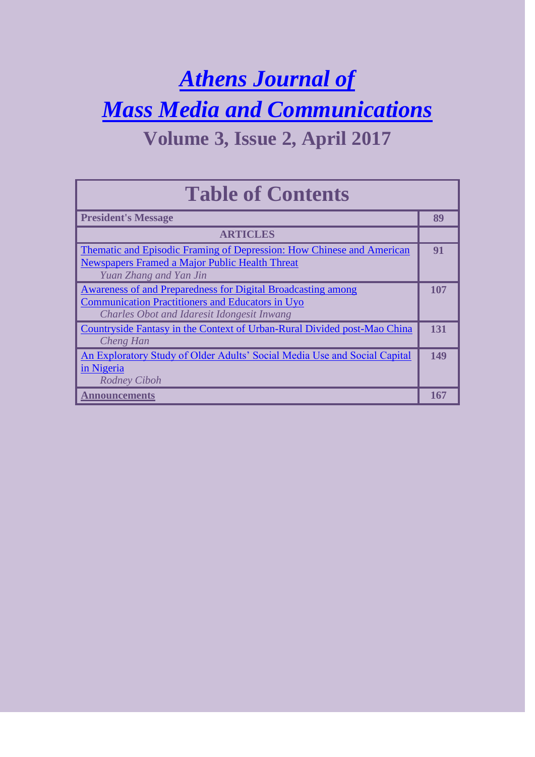# *Athens Journal of Mass Media and Communications*

## Volume 3, Issue 2, April 2017

| Table of Contents | |
|---|---|
| **President's Message** | **89** |
| **ARTICLES** | |
| Thematic and Episodic Framing of Depression: How Chinese and American Newspapers Framed a Major Public Health Threat<br>*Yuan Zhang and Yan Jin* | **91** |
| Awareness of and Preparedness for Digital Broadcasting among Communication Practitioners and Educators in Uyo<br>*Charles Obot and Idaresit Idongesit Inwang* | **107** |
| Countryside Fantasy in the Context of Urban-Rural Divided post-Mao China<br>*Cheng Han* | **131** |
| An Exploratory Study of Older Adults' Social Media Use and Social Capital in Nigeria<br>*Rodney Ciboh* | **149** |
| **Announcements** | **167** |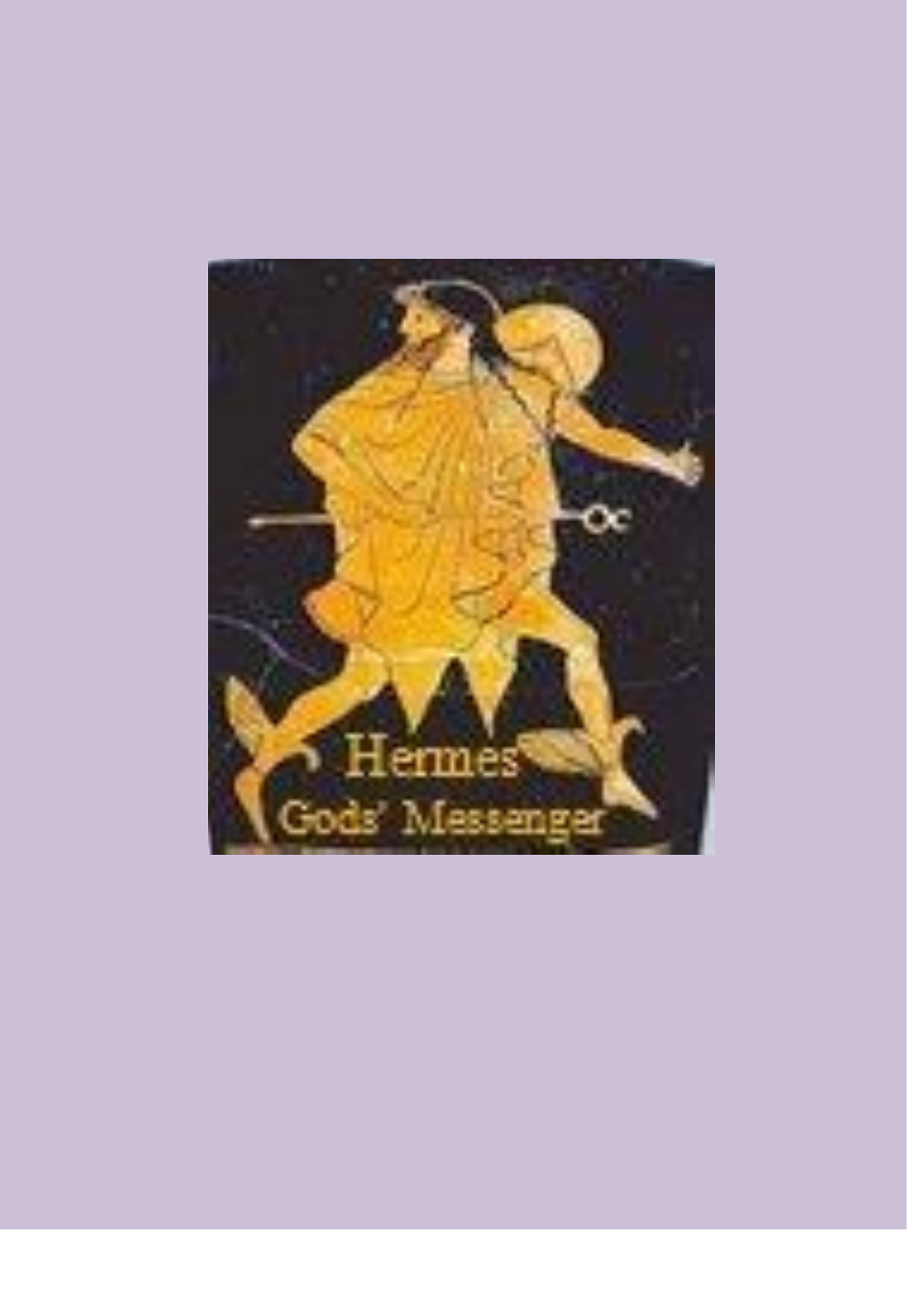Hermes

Gods' Messenger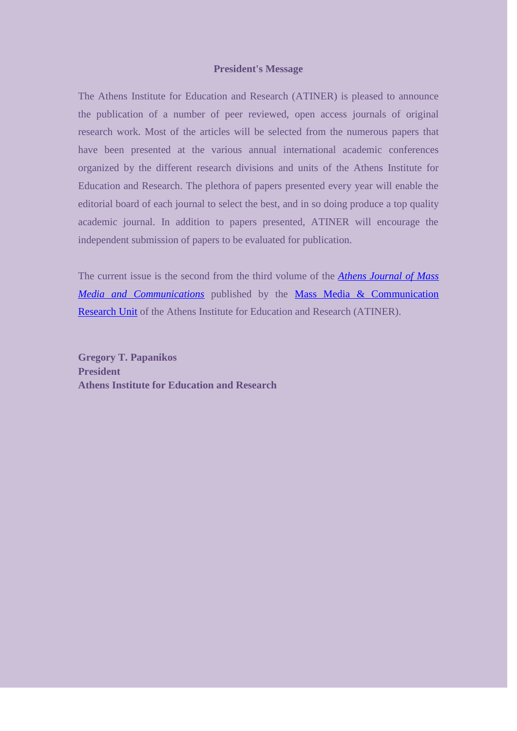## President's Message

The Athens Institute for Education and Research (ATINER) is pleased to announce the publication of a number of peer reviewed, open access journals of original research work. Most of the articles will be selected from the numerous papers that have been presented at the various annual international academic conferences organized by the different research divisions and units of the Athens Institute for Education and Research. The plethora of papers presented every year will enable the editorial board of each journal to select the best, and in so doing produce a top quality academic journal. In addition to papers presented, ATINER will encourage the independent submission of papers to be evaluated for publication.

The current issue is the second from the third volume of the *Athens Journal of Mass Media and Communications* published by the Mass Media & Communication Research Unit of the Athens Institute for Education and Research (ATINER).

**Gregory T. Papanikos**
**President**
**Athens Institute for Education and Research**